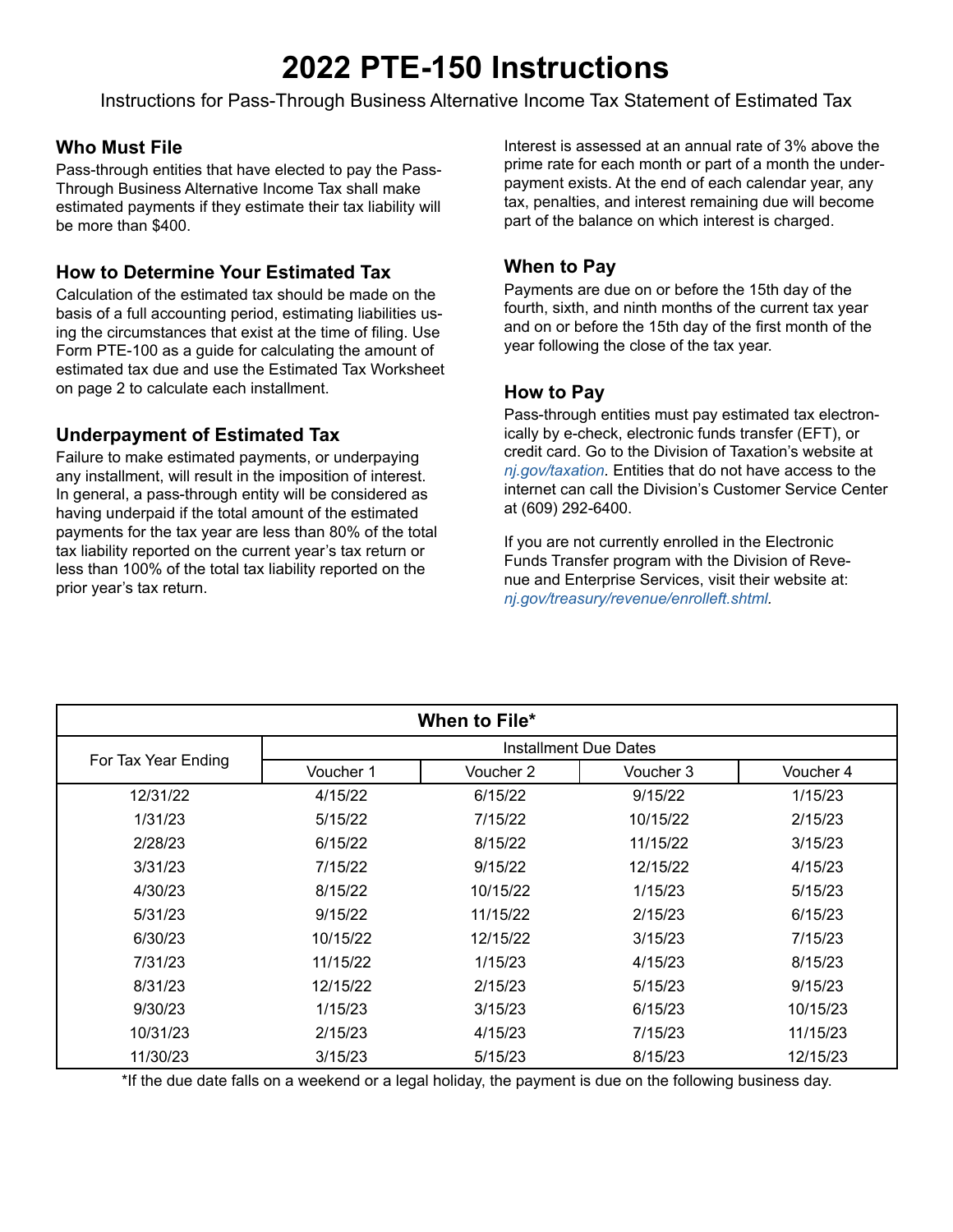# 2022 PTE-150 Instructions

Instructions for Pass-Through Business Alternative Income Tax Statement of Estimated Tax

## Who Must File

Pass-through entities that have elected to pay the Pass-Through Business Alternative Income Tax shall make estimated payments if they estimate their tax liability will be more than $400.

## How to Determine Your Estimated Tax

Calculation of the estimated tax should be made on the basis of a full accounting period, estimating liabilities using the circumstances that exist at the time of filing. Use Form PTE-100 as a guide for calculating the amount of estimated tax due and use the Estimated Tax Worksheet on page 2 to calculate each installment.

## Underpayment of Estimated Tax

Failure to make estimated payments, or underpaying any installment, will result in the imposition of interest. In general, a pass-through entity will be considered as having underpaid if the total amount of the estimated payments for the tax year are less than 80% of the total tax liability reported on the current year's tax return or less than 100% of the total tax liability reported on the prior year's tax return.

Interest is assessed at an annual rate of 3% above the prime rate for each month or part of a month the underpayment exists. At the end of each calendar year, any tax, penalties, and interest remaining due will become part of the balance on which interest is charged.

## When to Pay

Payments are due on or before the 15th day of the fourth, sixth, and ninth months of the current tax year and on or before the 15th day of the first month of the year following the close of the tax year.

## How to Pay

Pass-through entities must pay estimated tax electronically by e-check, electronic funds transfer (EFT), or credit card. Go to the Division of Taxation's website at *nj.gov/taxation*. Entities that do not have access to the internet can call the Division's Customer Service Center at (609) 292-6400.

If you are not currently enrolled in the Electronic Funds Transfer program with the Division of Revenue and Enterprise Services, visit their website at: *nj.gov/treasury/revenue/enrolleft.shtml*.

**When to File***

| For Tax Year Ending | Installment Due Dates | | | |
|---|---|---|---|---|
| | Voucher 1 | Voucher 2 | Voucher 3 | Voucher 4 |
| 12/31/22 | 4/15/22 | 6/15/22 | 9/15/22 | 1/15/23 |
| 1/31/23 | 5/15/22 | 7/15/22 | 10/15/22 | 2/15/23 |
| 2/28/23 | 6/15/22 | 8/15/22 | 11/15/22 | 3/15/23 |
| 3/31/23 | 7/15/22 | 9/15/22 | 12/15/22 | 4/15/23 |
| 4/30/23 | 8/15/22 | 10/15/22 | 1/15/23 | 5/15/23 |
| 5/31/23 | 9/15/22 | 11/15/22 | 2/15/23 | 6/15/23 |
| 6/30/23 | 10/15/22 | 12/15/22 | 3/15/23 | 7/15/23 |
| 7/31/23 | 11/15/22 | 1/15/23 | 4/15/23 | 8/15/23 |
| 8/31/23 | 12/15/22 | 2/15/23 | 5/15/23 | 9/15/23 |
| 9/30/23 | 1/15/23 | 3/15/23 | 6/15/23 | 10/15/23 |
| 10/31/23 | 2/15/23 | 4/15/23 | 7/15/23 | 11/15/23 |
| 11/30/23 | 3/15/23 | 5/15/23 | 8/15/23 | 12/15/23 |

*If the due date falls on a weekend or a legal holiday, the payment is due on the following business day.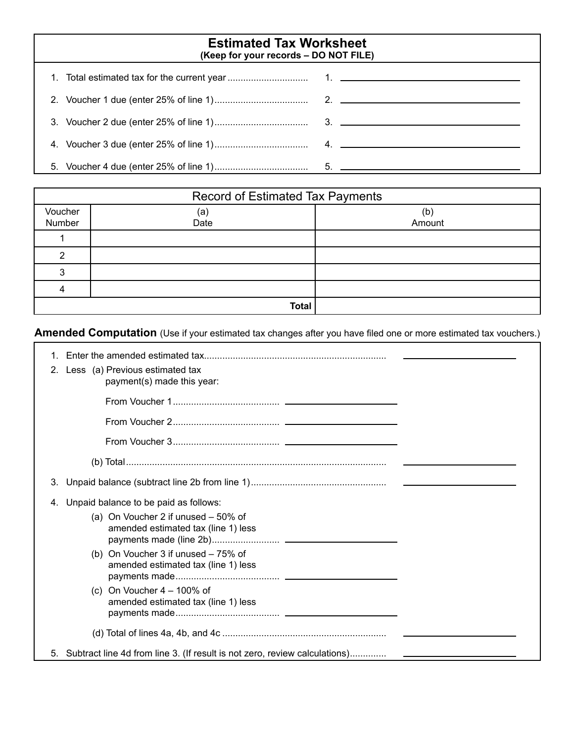## Estimated Tax Worksheet

**(Keep for your records – DO NOT FILE)**

1. Total estimated tax for the current year .............................. 1. ____________________
2. Voucher 1 due (enter 25% of line 1)................................... 2. ____________________
3. Voucher 2 due (enter 25% of line 1)................................... 3. ____________________
4. Voucher 3 due (enter 25% of line 1)................................... 4. ____________________
5. Voucher 4 due (enter 25% of line 1)................................... 5. ____________________

## Record of Estimated Tax Payments

| Voucher Number | (a) Date | (b) Amount |
|---|---|---|
| 1 | | |
| 2 | | |
| 3 | | |
| 4 | | |
| | **Total** | |

**Amended Computation** (Use if your estimated tax changes after you have filed one or more estimated tax vouchers.)

1. Enter the amended estimated tax..................................................................... ____________________
2. Less (a) Previous estimated tax payment(s) made this year:

   From Voucher 1........................................ ____________________

   From Voucher 2........................................ ____________________

   From Voucher 3........................................ ____________________

   (b) Total................................................................................................... ____________________
3. Unpaid balance (subtract line 2b from line 1)................................................... ____________________
4. Unpaid balance to be paid as follows:

   (a) On Voucher 2 if unused – 50% of amended estimated tax (line 1) less payments made (line 2b)......................... ____________________

   (b) On Voucher 3 if unused – 75% of amended estimated tax (line 1) less payments made....................................... ____________________

   (c) On Voucher 4 – 100% of amended estimated tax (line 1) less payments made....................................... ____________________

   (d) Total of lines 4a, 4b, and 4c .............................................................. ____________________
5. Subtract line 4d from line 3. (If result is not zero, review calculations)............. ____________________